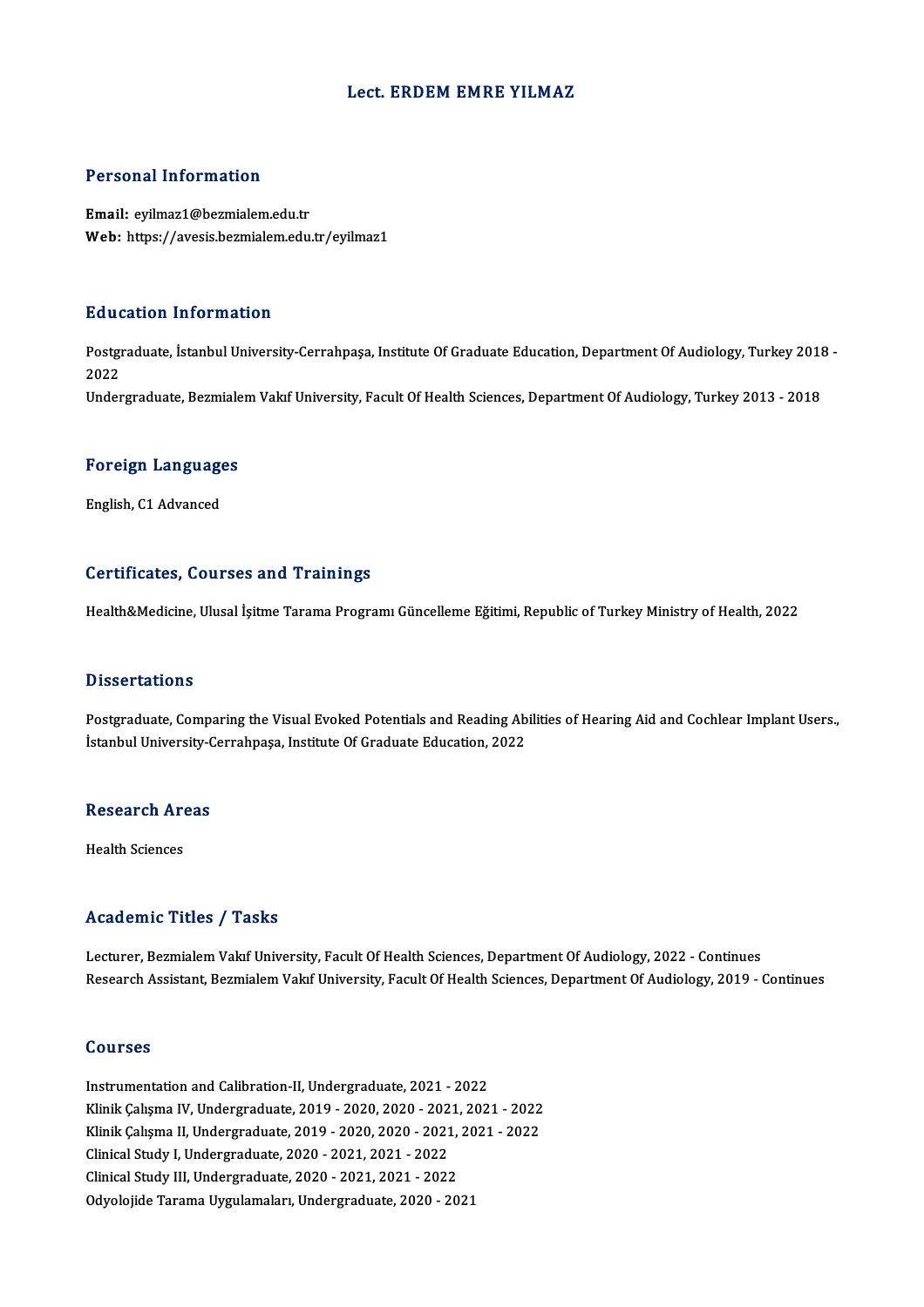# Lect. ERDEM EMRE YILMAZ

## Personal Information

**Email:** eyilmaz1@bezmialem.edu.tr
**Web:** https://avesis.bezmialem.edu.tr/eyilmaz1

## Education Information

Postgraduate, İstanbul University-Cerrahpaşa, Institute Of Graduate Education, Department Of Audiology, Turkey 2018 - 2022
Undergraduate, Bezmialem Vakıf University, Facult Of Health Sciences, Department Of Audiology, Turkey 2013 - 2018

## Foreign Languages

English, C1 Advanced

## Certificates, Courses and Trainings

Health&Medicine, Ulusal İşitme Tarama Programı Güncelleme Eğitimi, Republic of Turkey Ministry of Health, 2022

## Dissertations

Postgraduate, Comparing the Visual Evoked Potentials and Reading Abilities of Hearing Aid and Cochlear Implant Users., İstanbul University-Cerrahpaşa, Institute Of Graduate Education, 2022

## Research Areas

Health Sciences

## Academic Titles / Tasks

Lecturer, Bezmialem Vakıf University, Facult Of Health Sciences, Department Of Audiology, 2022 - Continues
Research Assistant, Bezmialem Vakıf University, Facult Of Health Sciences, Department Of Audiology, 2019 - Continues

## Courses

Instrumentation and Calibration-II, Undergraduate, 2021 - 2022
Klinik Çalışma IV, Undergraduate, 2019 - 2020, 2020 - 2021, 2021 - 2022
Klinik Çalışma II, Undergraduate, 2019 - 2020, 2020 - 2021, 2021 - 2022
Clinical Study I, Undergraduate, 2020 - 2021, 2021 - 2022
Clinical Study III, Undergraduate, 2020 - 2021, 2021 - 2022
Odyolojide Tarama Uygulamaları, Undergraduate, 2020 - 2021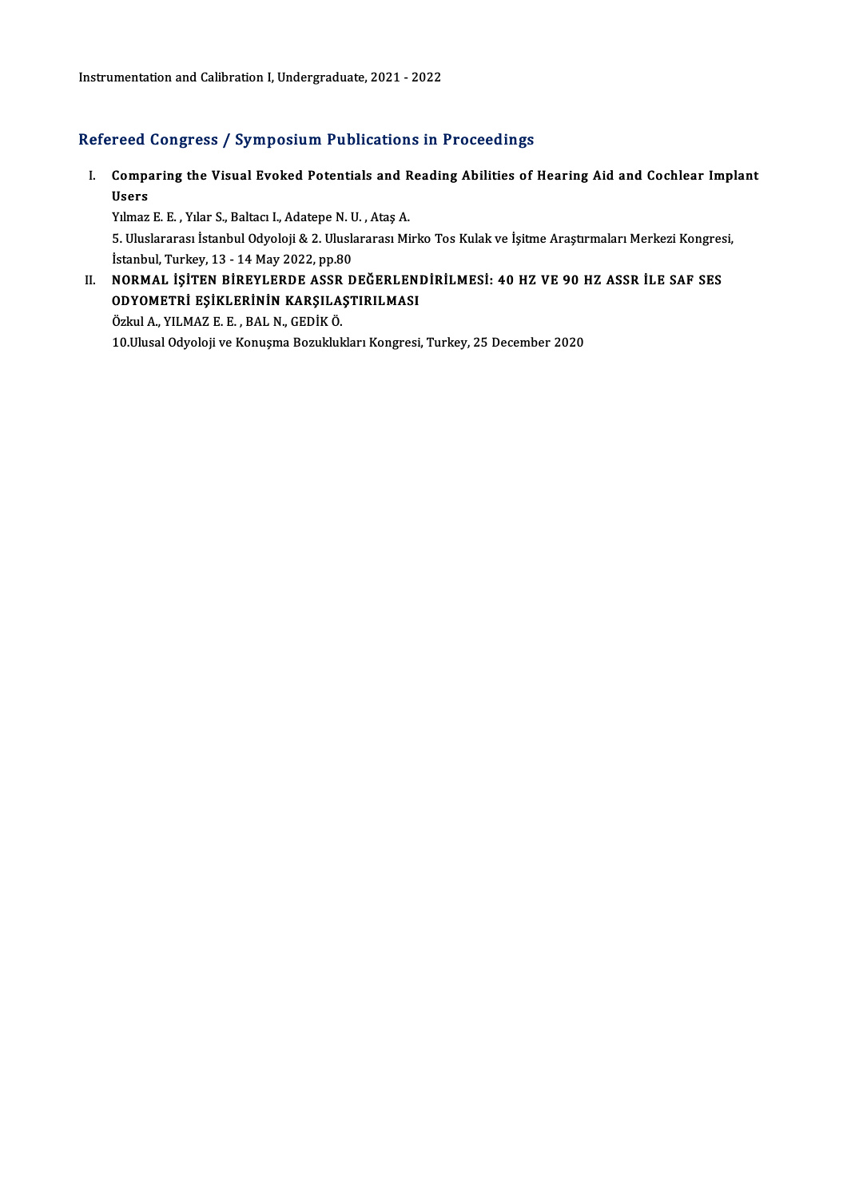Instrumentation and Calibration I, Undergraduate, 2021 - 2022

## Refereed Congress / Symposium Publications in Proceedings

I. **Comparing the Visual Evoked Potentials and Reading Abilities of Hearing Aid and Cochlear Implant Users**
   Yılmaz E. E. , Yılar S., Baltacı I., Adatepe N. U. , Ataş A.
   5. Uluslararası İstanbul Odyoloji & 2. Uluslararası Mirko Tos Kulak ve İşitme Araştırmaları Merkezi Kongresi, İstanbul, Turkey, 13 - 14 May 2022, pp.80

II. **NORMAL İŞİTEN BİREYLERDE ASSR DEĞERLENDİRİLMESİ: 40 HZ VE 90 HZ ASSR İLE SAF SES ODYOMETRİ EŞİKLERİNİN KARŞILAŞTIRILMASI**
   Özkul A., YILMAZ E. E. , BAL N., GEDİK Ö.
   10.Ulusal Odyoloji ve Konuşma Bozuklukları Kongresi, Turkey, 25 December 2020